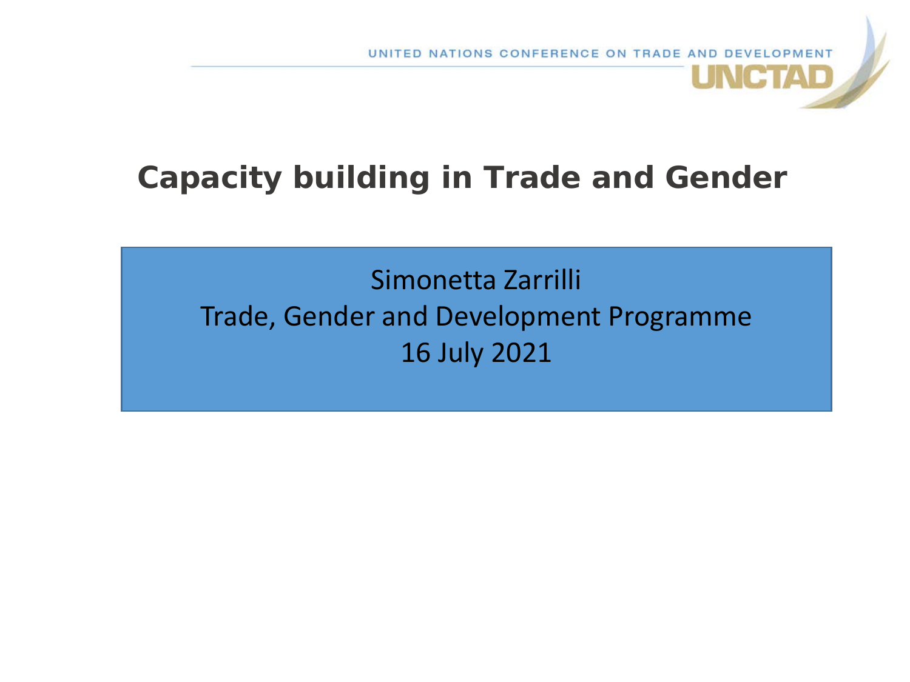UNITED NATIONS CONFERENCE ON TRADE AND DEVELOPMENT

UNCTAD

# Capacity building in Trade and Gender

Simonetta Zarrilli

Trade, Gender and Development Programme

16 July 2021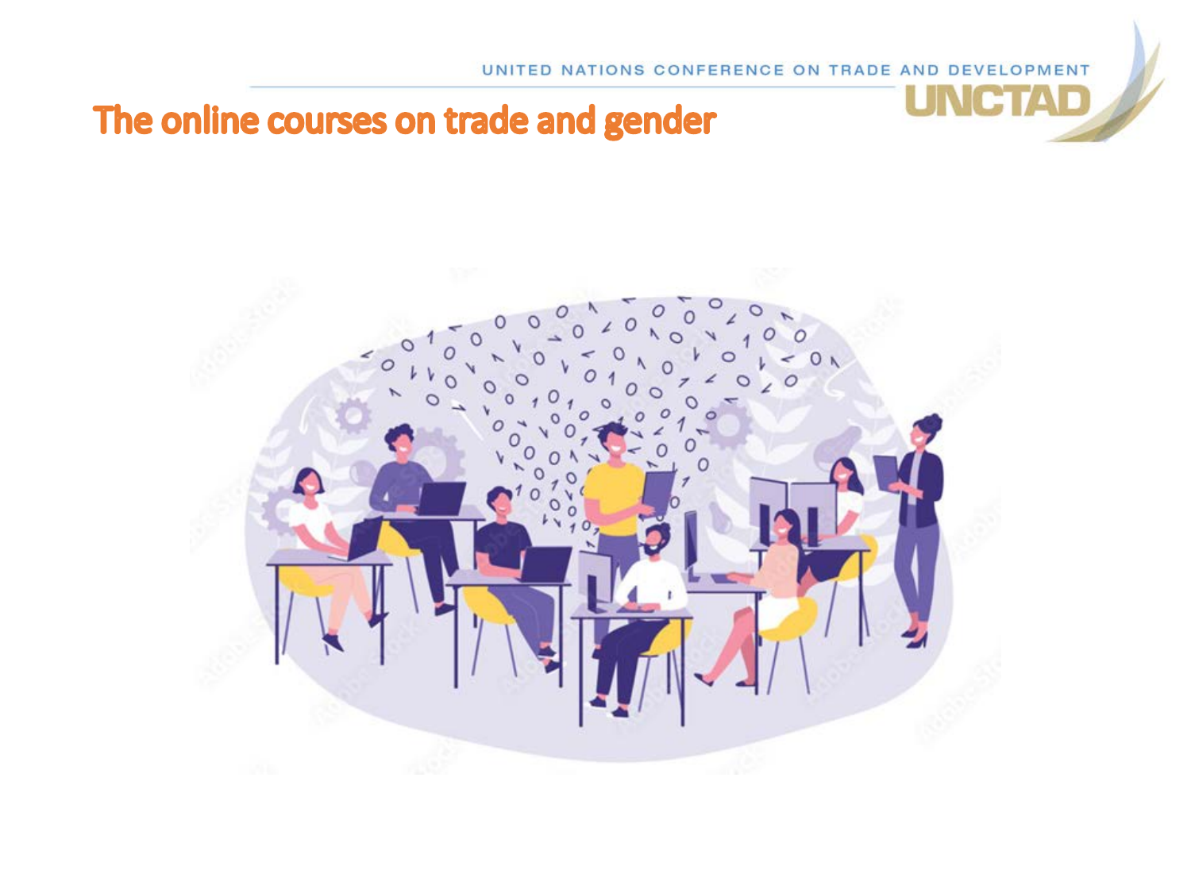# The online courses on trade and gender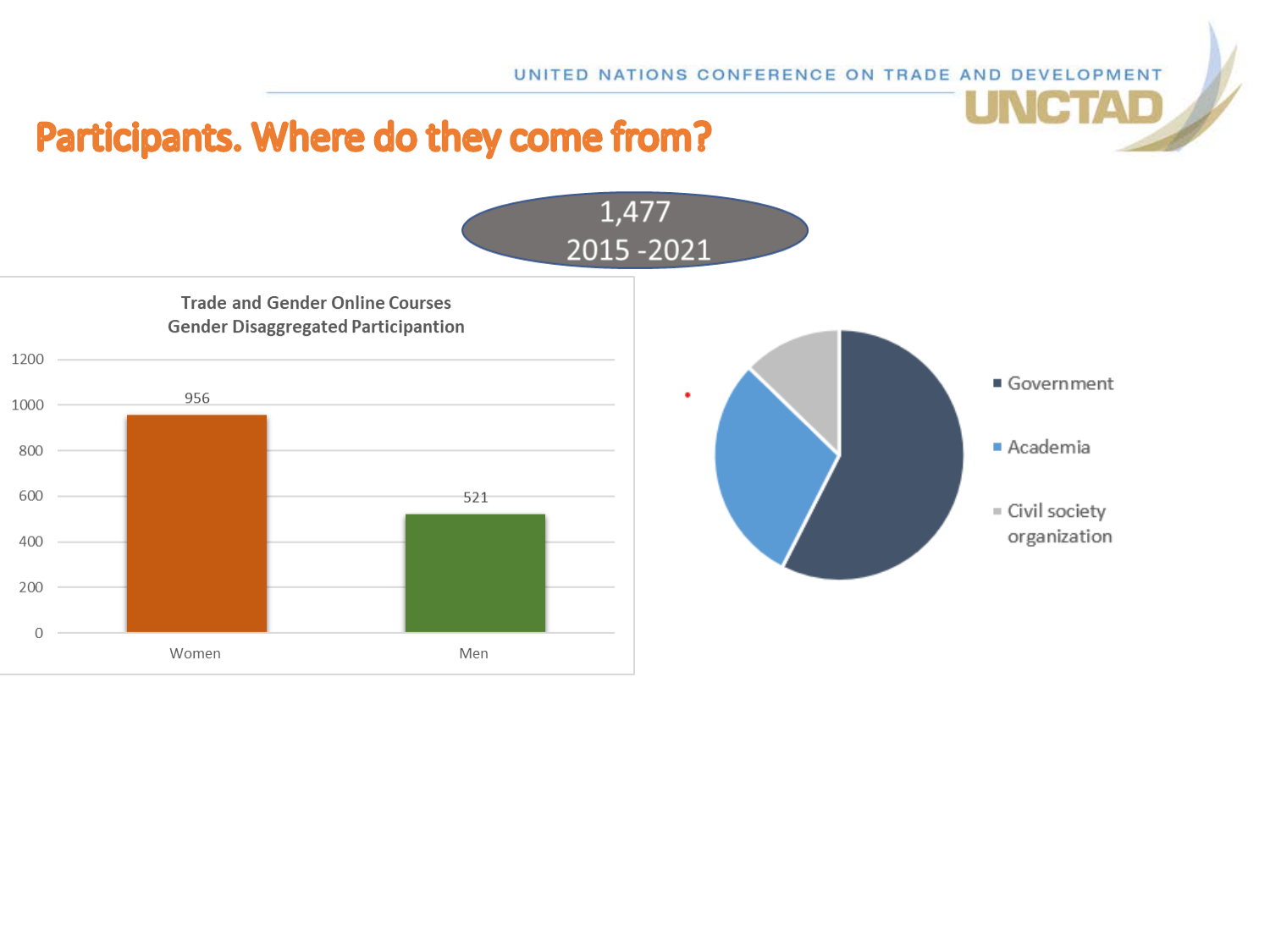# Participants. Where do they come from?

1,477
2015 -2021

**Trade and Gender Online Courses**
**Gender Disaggregated Participantion**

| | Participants |
|---|---|
| Women | 956 |
| Men | 521 |

- Government
- Academia
- Civil society organization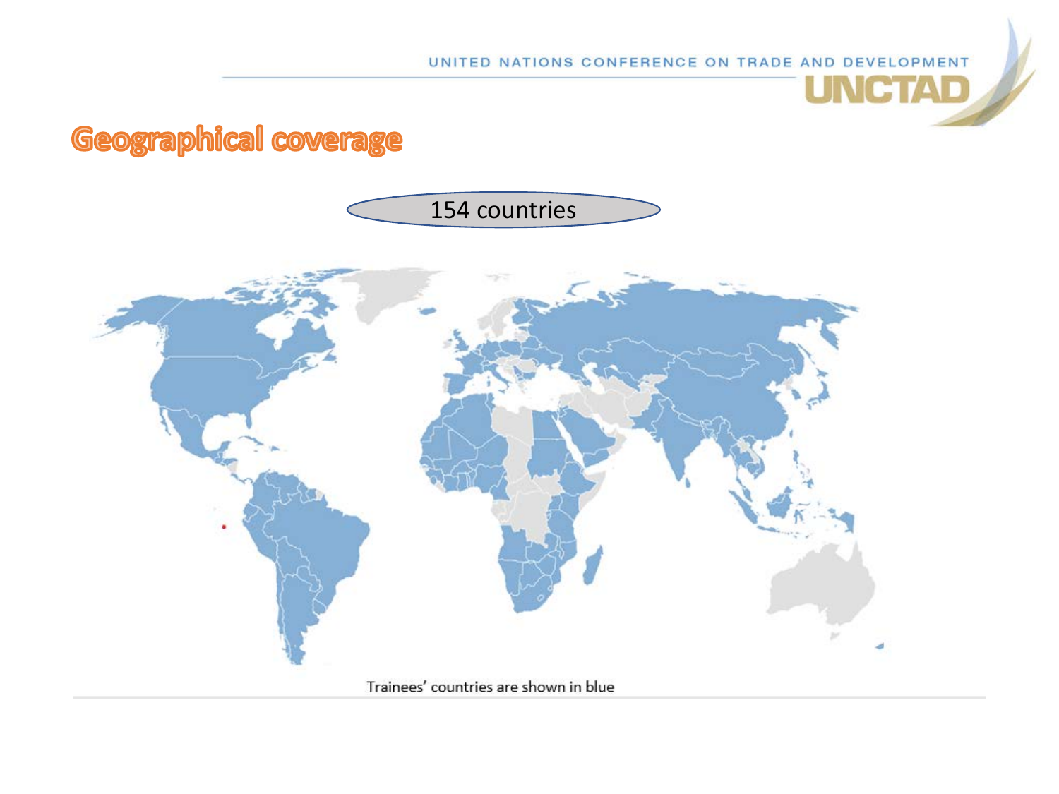# Geographical coverage

154 countries

Trainees' countries are shown in blue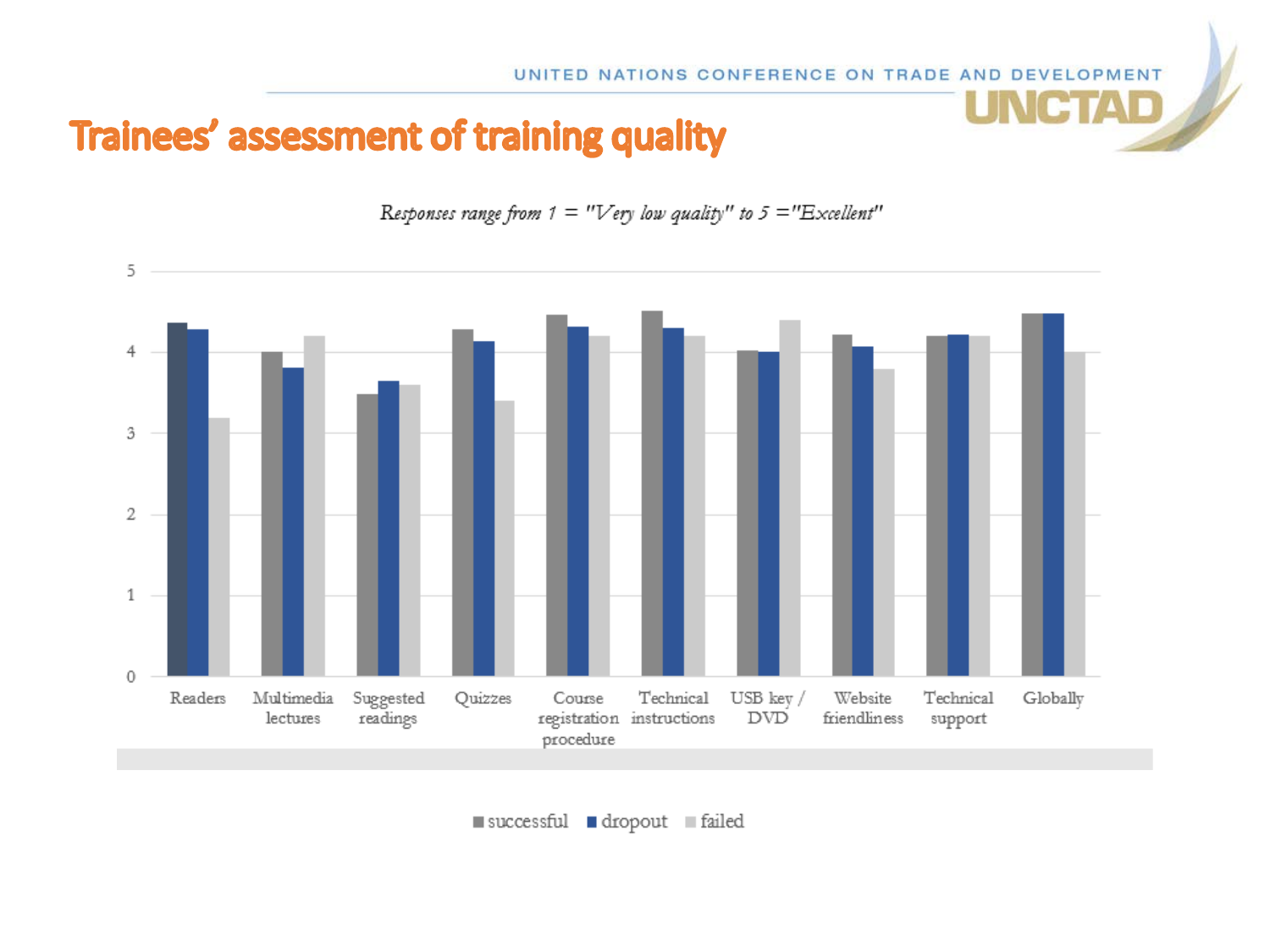# Trainees' assessment of training quality

*Responses range from 1 = "Very low quality" to 5 = "Excellent"*

| | successful | dropout | failed |
|---|---|---|---|
| Readers | 4.37 | 4.29 | 3.2 |
| Multimedia lectures | 4.01 | 3.81 | 4.2 |
| Suggested readings | 3.49 | 3.65 | 3.6 |
| Quizzes | 4.29 | 4.14 | 3.4 |
| Course registration procedure | 4.47 | 4.32 | 4.2 |
| Technical instructions | 4.52 | 4.31 | 4.2 |
| USB key / DVD | 4.03 | 4.01 | 4.4 |
| Website friendliness | 4.22 | 4.07 | 3.8 |
| Technical support | 4.21 | 4.22 | 4.2 |
| Globally | 4.48 | 4.48 | 4.0 |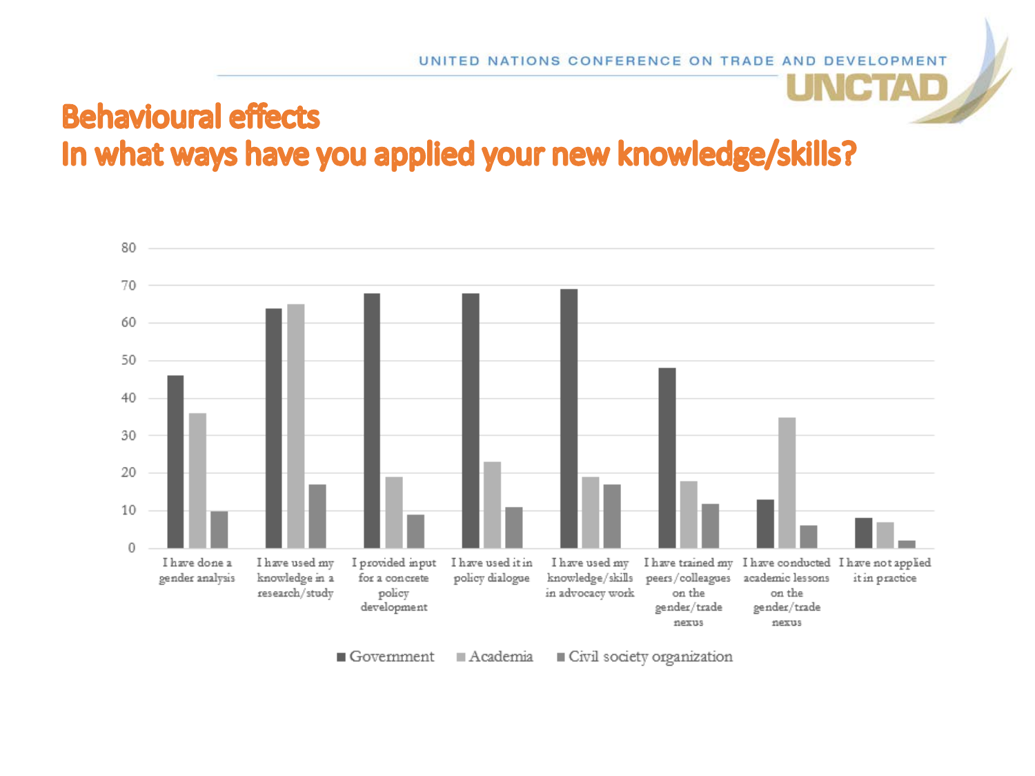# Behavioural effects

## In what ways have you applied your new knowledge/skills?

| | Government | Academia | Civil society organization |
|---|---|---|---|
| I have done a gender analysis | 46 | 36 | 10 |
| I have used my knowledge in a research/study | 64 | 65 | 17 |
| I provided input for a concrete policy development | 68 | 19 | 9 |
| I have used it in policy dialogue | 68 | 23 | 11 |
| I have used my knowledge/skills in advocacy work | 69 | 19 | 17 |
| I have trained my peers/colleagues on the gender/trade nexus | 48 | 18 | 12 |
| I have conducted academic lessons on the gender/trade nexus | 13 | 35 | 6 |
| I have not applied it in practice | 8 | 7 | 2 |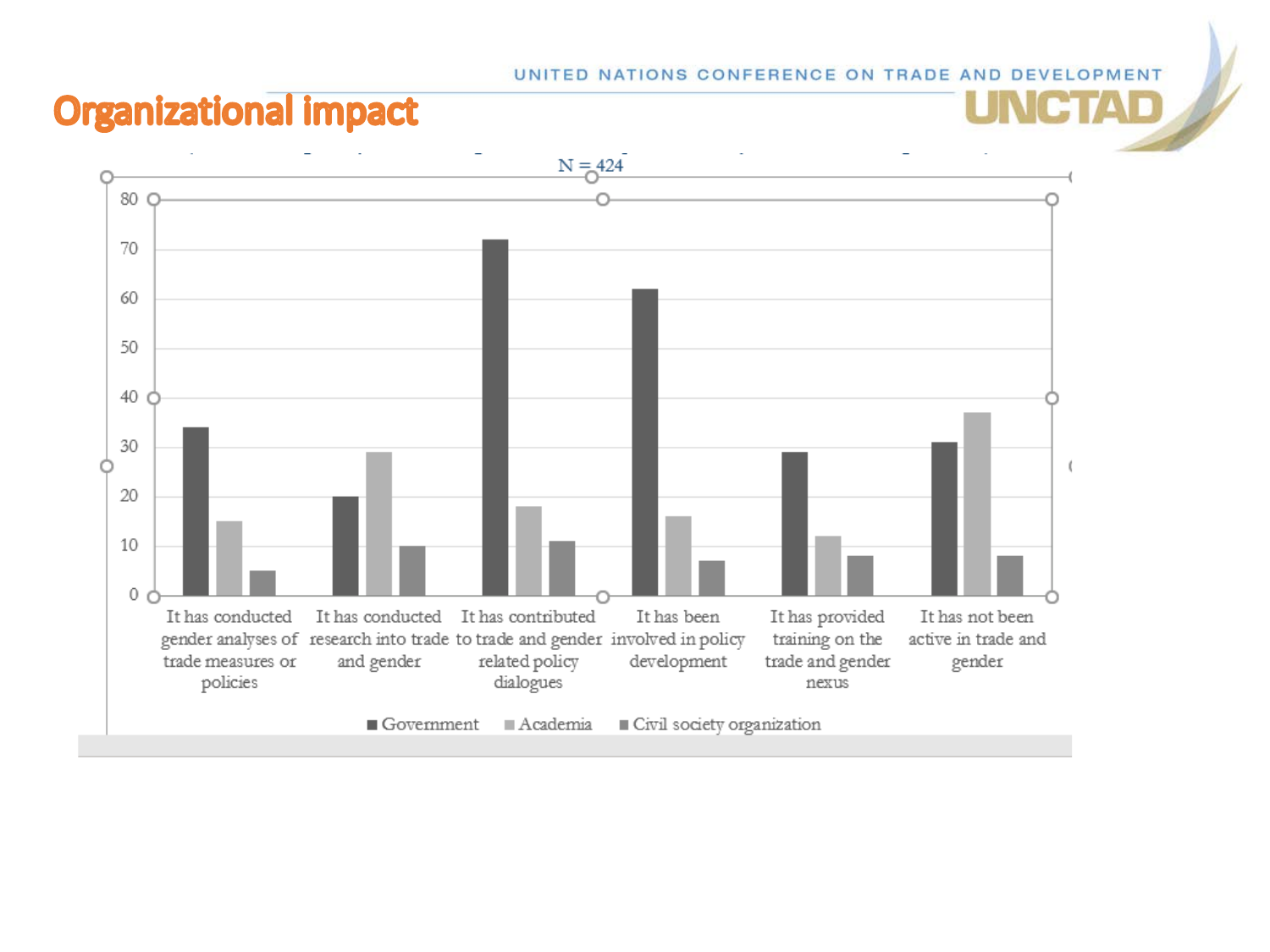# Organizational impact

N = 424

| | Government | Academia | Civil society organization |
|---|---|---|---|
| It has conducted gender analyses of trade measures or policies | 34 | 15 | 5 |
| It has conducted research into trade and gender | 20 | 29 | 10 |
| It has contributed to trade and gender related policy dialogues | 72 | 18 | 11 |
| It has been involved in policy development | 62 | 16 | 7 |
| It has provided training on the trade and gender nexus | 29 | 12 | 8 |
| It has not been active in trade and gender | 31 | 37 | 8 |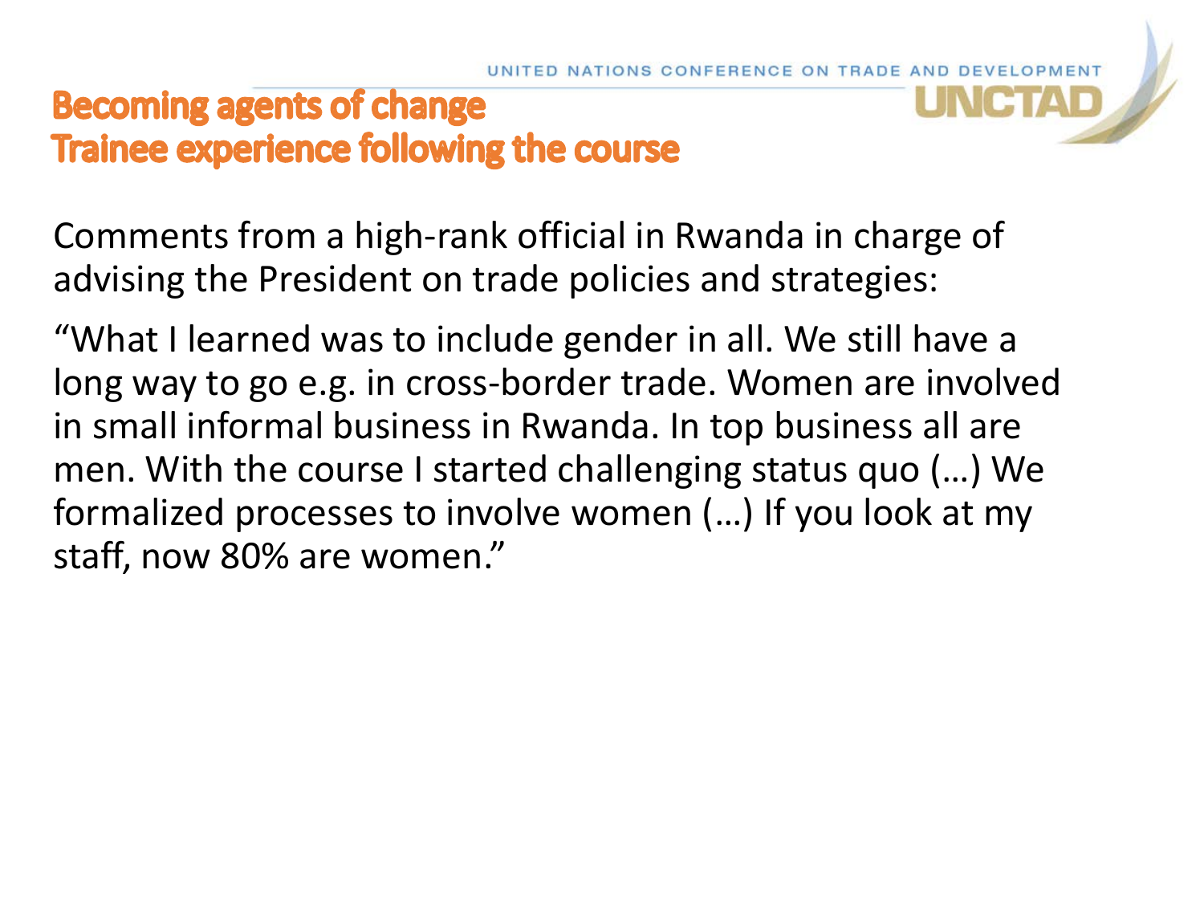## Becoming agents of change
## Trainee experience following the course

Comments from a high-rank official in Rwanda in charge of advising the President on trade policies and strategies:

“What I learned was to include gender in all. We still have a long way to go e.g. in cross-border trade. Women are involved in small informal business in Rwanda. In top business all are men. With the course I started challenging status quo (…) We formalized processes to involve women (…) If you look at my staff, now 80% are women.”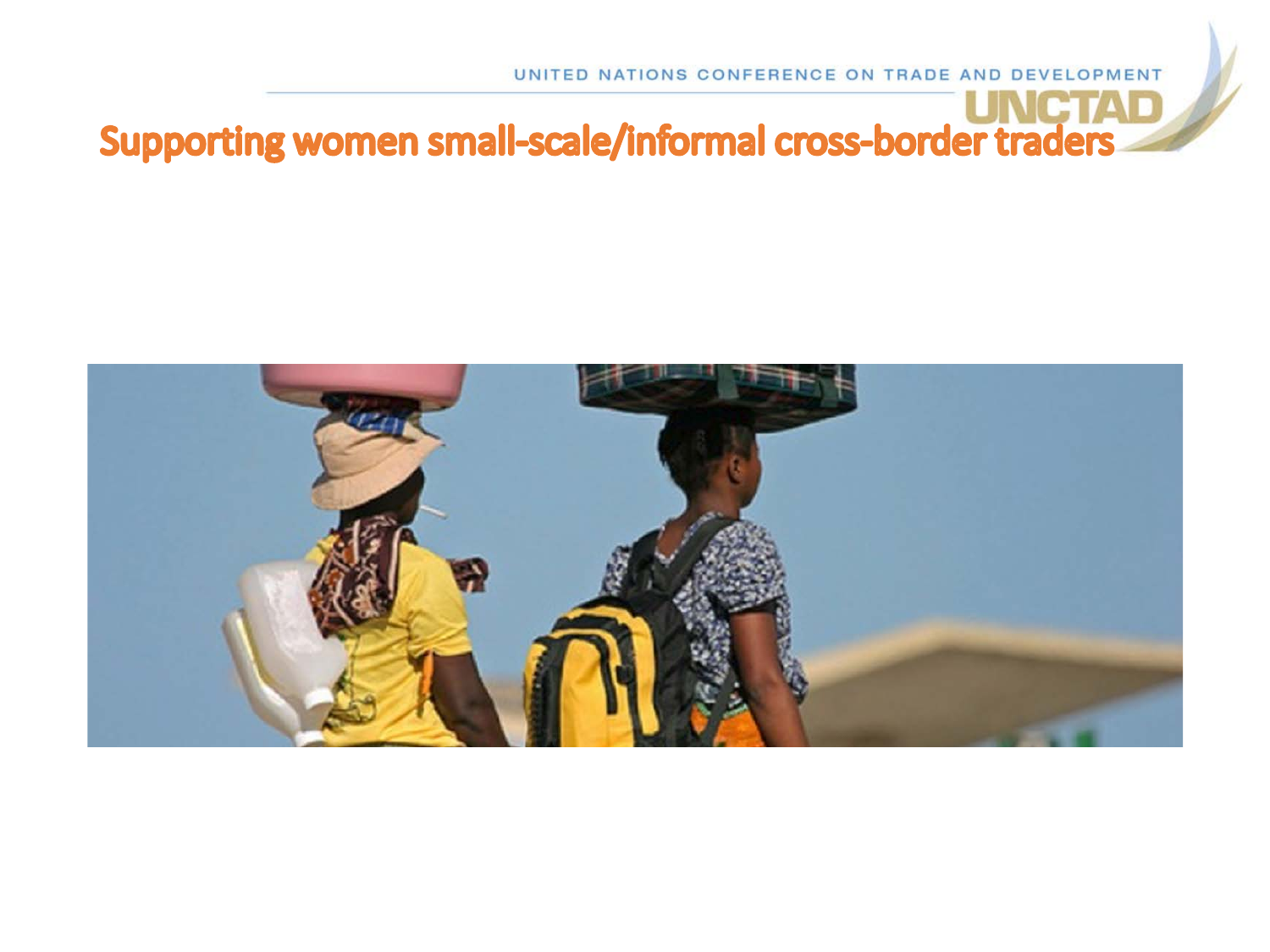# Supporting women small-scale/informal cross-border traders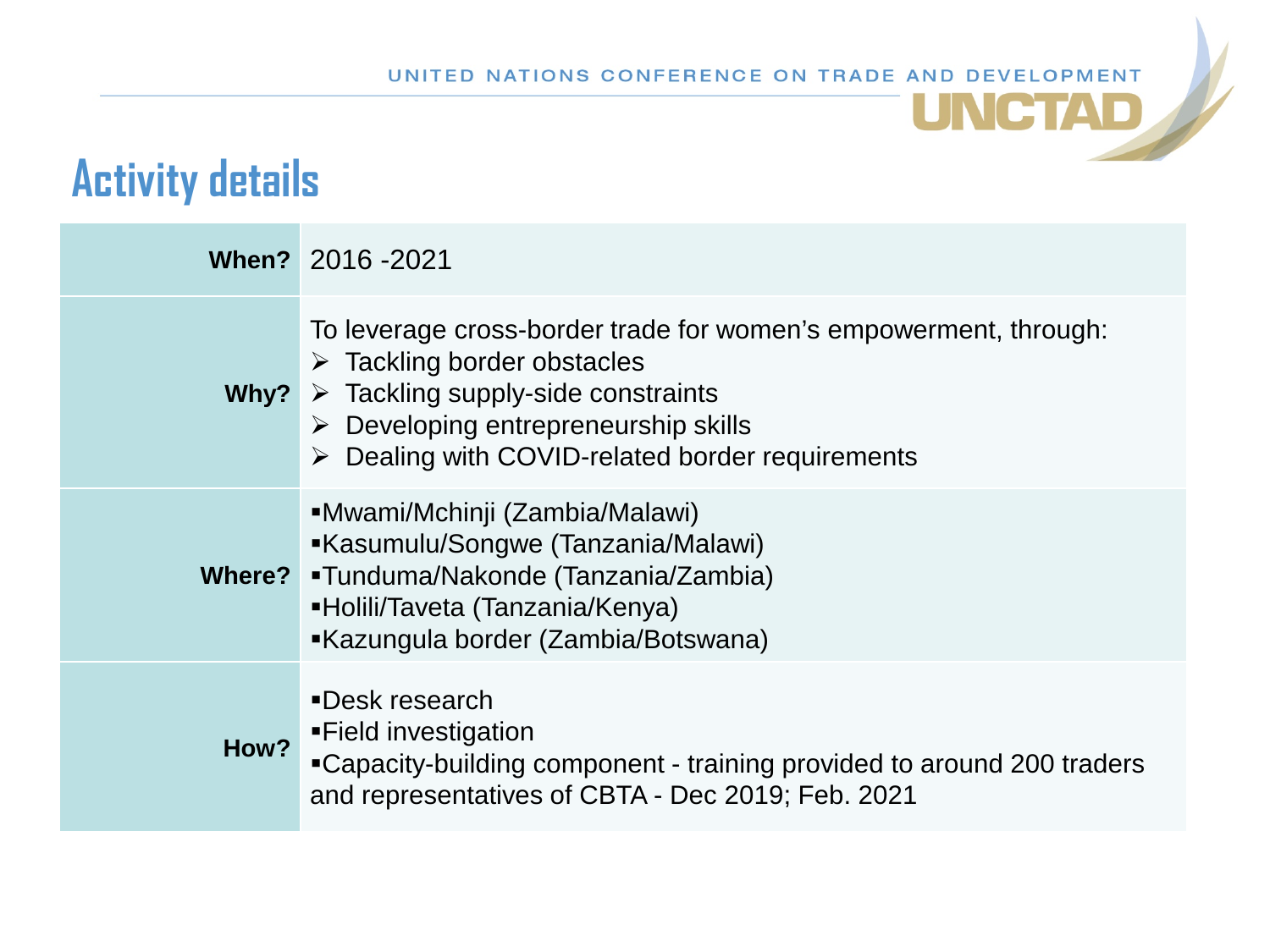# Activity details

| | |
|---|---|
| **When?** | 2016 -2021 |
| **Why?** | To leverage cross-border trade for women's empowerment, through:<br>➢ Tackling border obstacles<br>➢ Tackling supply-side constraints<br>➢ Developing entrepreneurship skills<br>➢ Dealing with COVID-related border requirements |
| **Where?** | ▪Mwami/Mchinji (Zambia/Malawi)<br>▪Kasumulu/Songwe (Tanzania/Malawi)<br>▪Tunduma/Nakonde (Tanzania/Zambia)<br>▪Holili/Taveta (Tanzania/Kenya)<br>▪Kazungula border (Zambia/Botswana) |
| **How?** | ▪Desk research<br>▪Field investigation<br>▪Capacity-building component - training provided to around 200 traders and representatives of CBTA - Dec 2019; Feb. 2021 |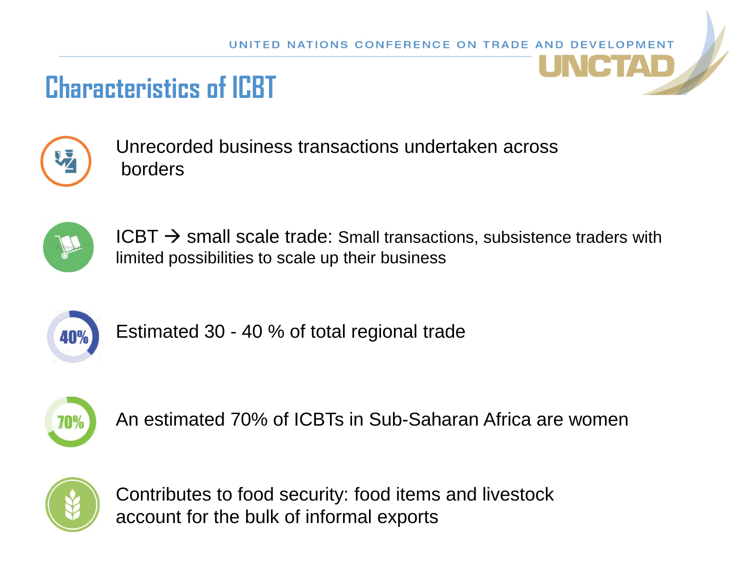# Characteristics of ICBT

- Unrecorded business transactions undertaken across borders

- ICBT → small scale trade: Small transactions, subsistence traders with limited possibilities to scale up their business

- Estimated 30 - 40 % of total regional trade

- An estimated 70% of ICBTs in Sub-Saharan Africa are women

- Contributes to food security: food items and livestock account for the bulk of informal exports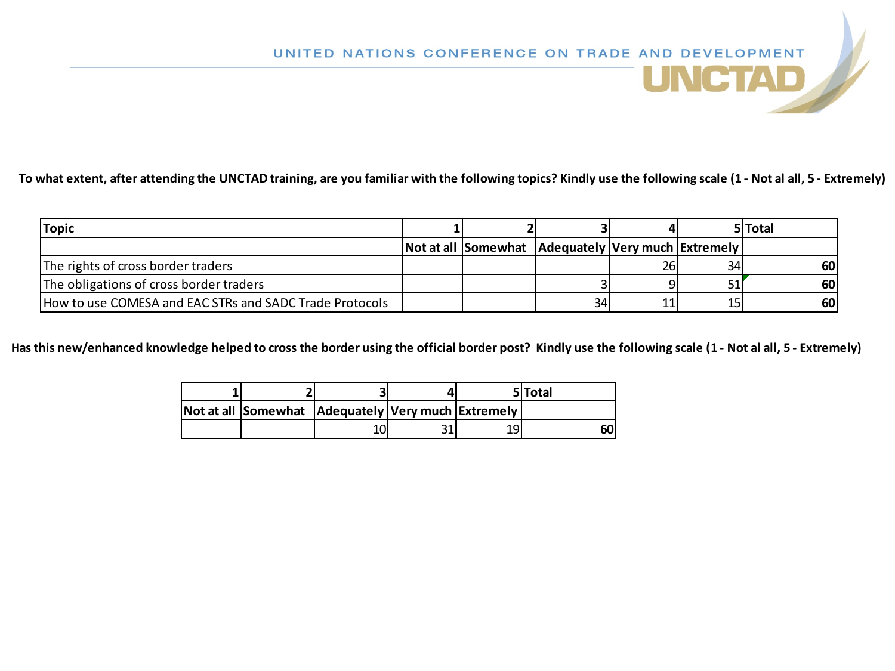**To what extent, after attending the UNCTAD training, are you familiar with the following topics? Kindly use the following scale (1 - Not al all, 5 - Extremely)**

| Topic | 1 | 2 | 3 | 4 | 5 | Total |
|---|---|---|---|---|---|---|
| | Not at all | Somewhat | Adequately | Very much | Extremely | |
| The rights of cross border traders | | | | 26 | 34 | **60** |
| The obligations of cross border traders | | | 3 | 9 | 51 | **60** |
| How to use COMESA and EAC STRs and SADC Trade Protocols | | | 34 | 11 | 15 | **60** |

**Has this new/enhanced knowledge helped to cross the border using the official border post? Kindly use the following scale (1 - Not al all, 5 - Extremely)**

| 1 | 2 | 3 | 4 | 5 | Total |
|---|---|---|---|---|---|
| Not at all | Somewhat | Adequately | Very much | Extremely | |
| | | 10 | 31 | 19 | **60** |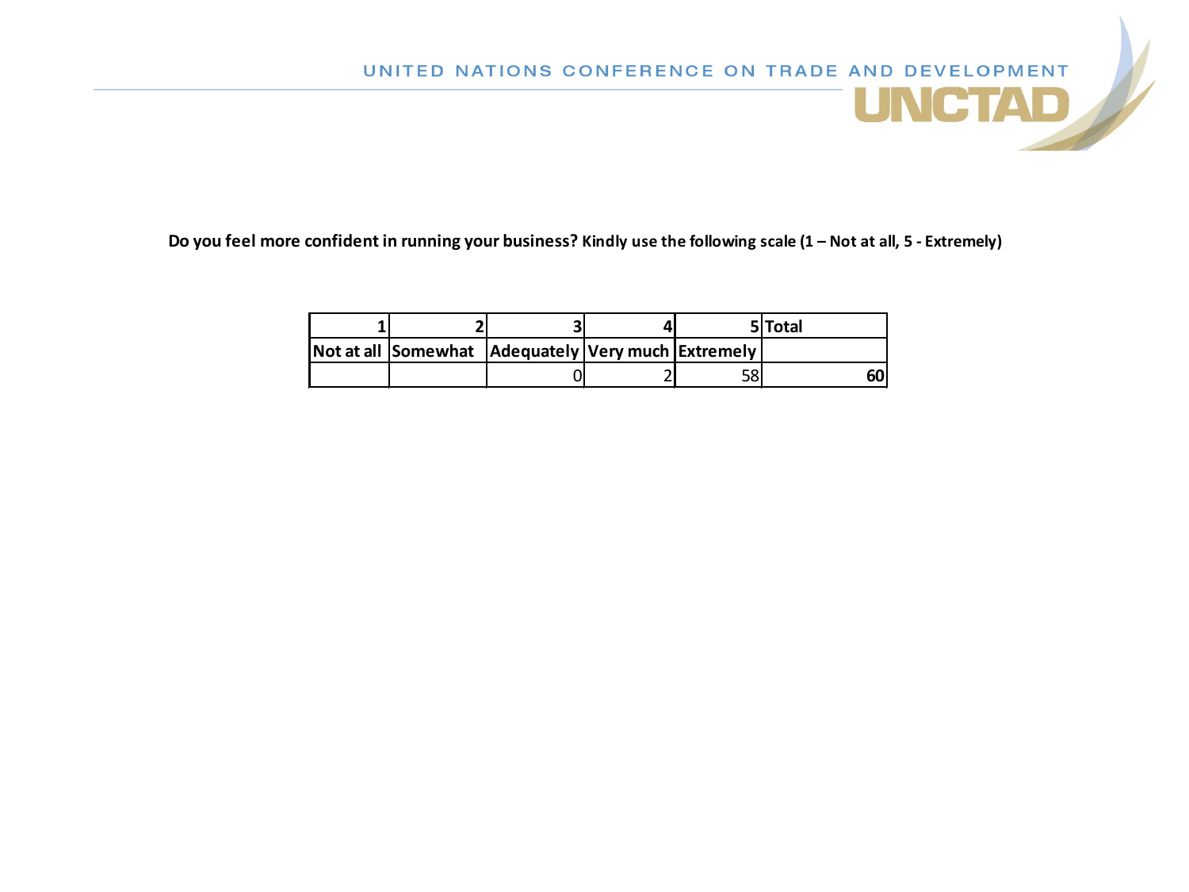**Do you feel more confident in running your business? Kindly use the following scale (1 – Not at all, 5 - Extremely)**

| 1 | 2 | 3 | 4 | 5 | Total |
|---|---|---|---|---|---|
| Not at all | Somewhat | Adequately | Very much | Extremely | |
| | | 0 | 2 | 58 | **60** |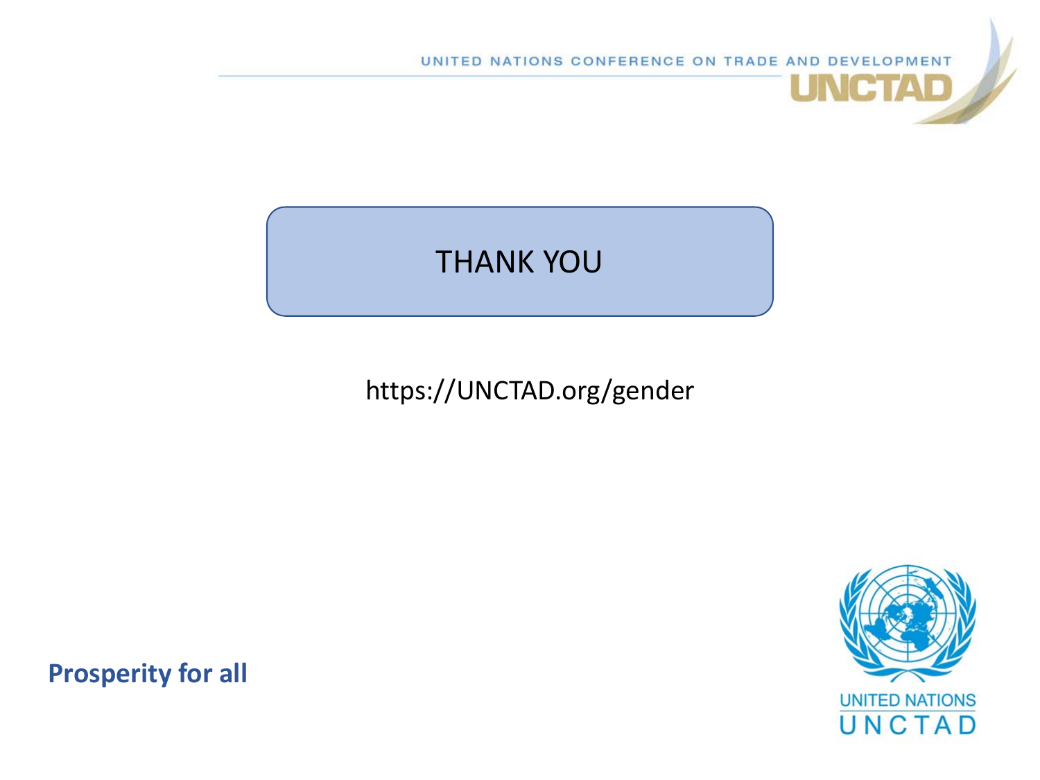THANK YOU

https://UNCTAD.org/gender

**Prosperity for all**